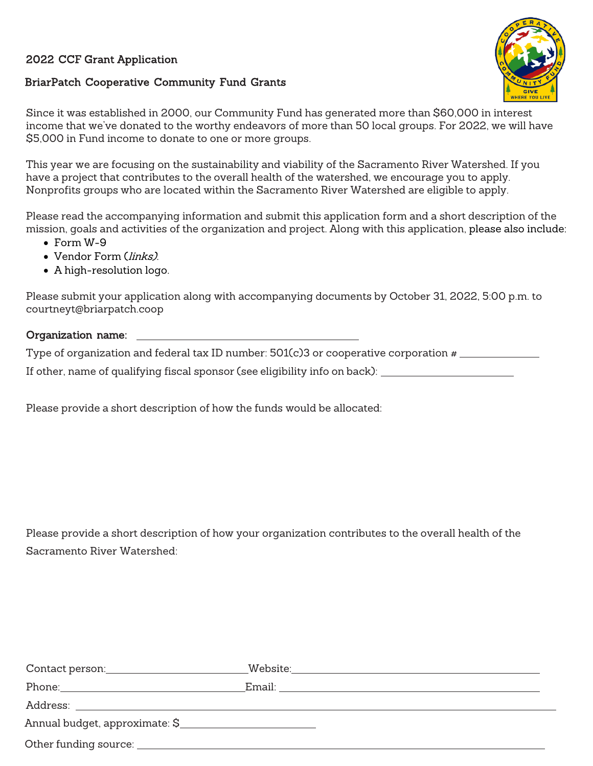## 2022 CCF Grant Application

### BriarPatch Cooperative Community Fund Grants

Since it was established in 2000, our Community Fund has generated more than $60,000 in interest income that we've donated to the worthy endeavors of more than 50 local groups. For 2022, we will have $5,000 in Fund income to donate to one or more groups.

This year we are focusing on the sustainability and viability of the Sacramento River Watershed. If you have a project that contributes to the overall health of the watershed, we encourage you to apply. Nonprofits groups who are located within the Sacramento River Watershed are eligible to apply.

Please read the accompanying information and submit this application form and a short description of the mission, goals and activities of the organization and project. Along with this application, please also include:

- Form W-9
- Vendor Form (*links*).
- A high-resolution logo.

Please submit your application along with accompanying documents by October 31, 2022, 5:00 p.m. to courtneyt@briarpatch.coop

**Organization name:** ______________________________

Type of organization and federal tax ID number: 501(c)3 or cooperative corporation # ____________

If other, name of qualifying fiscal sponsor (see eligibility info on back): ____________________

Please provide a short description of how the funds would be allocated:

Please provide a short description of how your organization contributes to the overall health of the Sacramento River Watershed:

Contact person: ____________________ Website: ______________________________

Phone: __________________________ Email: ______________________________

Address: ______________________________________________________________

Annual budget, approximate: $____________________

Other funding source: ____________________________________________________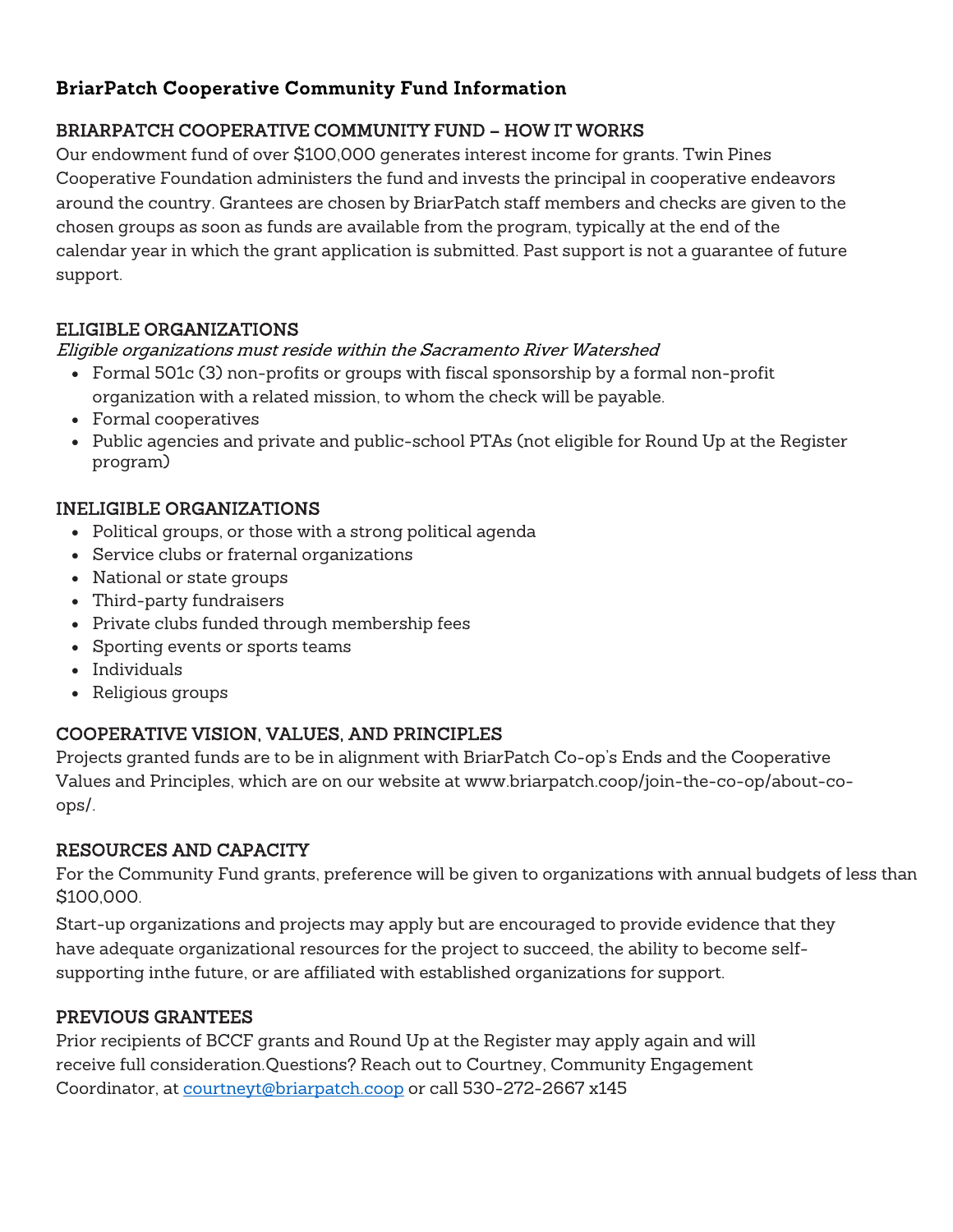## BriarPatch Cooperative Community Fund Information

### BRIARPATCH COOPERATIVE COMMUNITY FUND – HOW IT WORKS

Our endowment fund of over $100,000 generates interest income for grants. Twin Pines Cooperative Foundation administers the fund and invests the principal in cooperative endeavors around the country. Grantees are chosen by BriarPatch staff members and checks are given to the chosen groups as soon as funds are available from the program, typically at the end of the calendar year in which the grant application is submitted. Past support is not a guarantee of future support.

### ELIGIBLE ORGANIZATIONS

*Eligible organizations must reside within the Sacramento River Watershed*

- Formal 501c (3) non-profits or groups with fiscal sponsorship by a formal non-profit organization with a related mission, to whom the check will be payable.
- Formal cooperatives
- Public agencies and private and public-school PTAs (not eligible for Round Up at the Register program)

### INELIGIBLE ORGANIZATIONS

- Political groups, or those with a strong political agenda
- Service clubs or fraternal organizations
- National or state groups
- Third-party fundraisers
- Private clubs funded through membership fees
- Sporting events or sports teams
- Individuals
- Religious groups

### COOPERATIVE VISION, VALUES, AND PRINCIPLES

Projects granted funds are to be in alignment with BriarPatch Co-op's Ends and the Cooperative Values and Principles, which are on our website at www.briarpatch.coop/join-the-co-op/about-co-ops/.

### RESOURCES AND CAPACITY

For the Community Fund grants, preference will be given to organizations with annual budgets of less than $100,000.

Start-up organizations and projects may apply but are encouraged to provide evidence that they have adequate organizational resources for the project to succeed, the ability to become self-supporting inthe future, or are affiliated with established organizations for support.

### PREVIOUS GRANTEES

Prior recipients of BCCF grants and Round Up at the Register may apply again and will receive full consideration.Questions? Reach out to Courtney, Community Engagement Coordinator, at courtneyt@briarpatch.coop or call 530-272-2667 x145